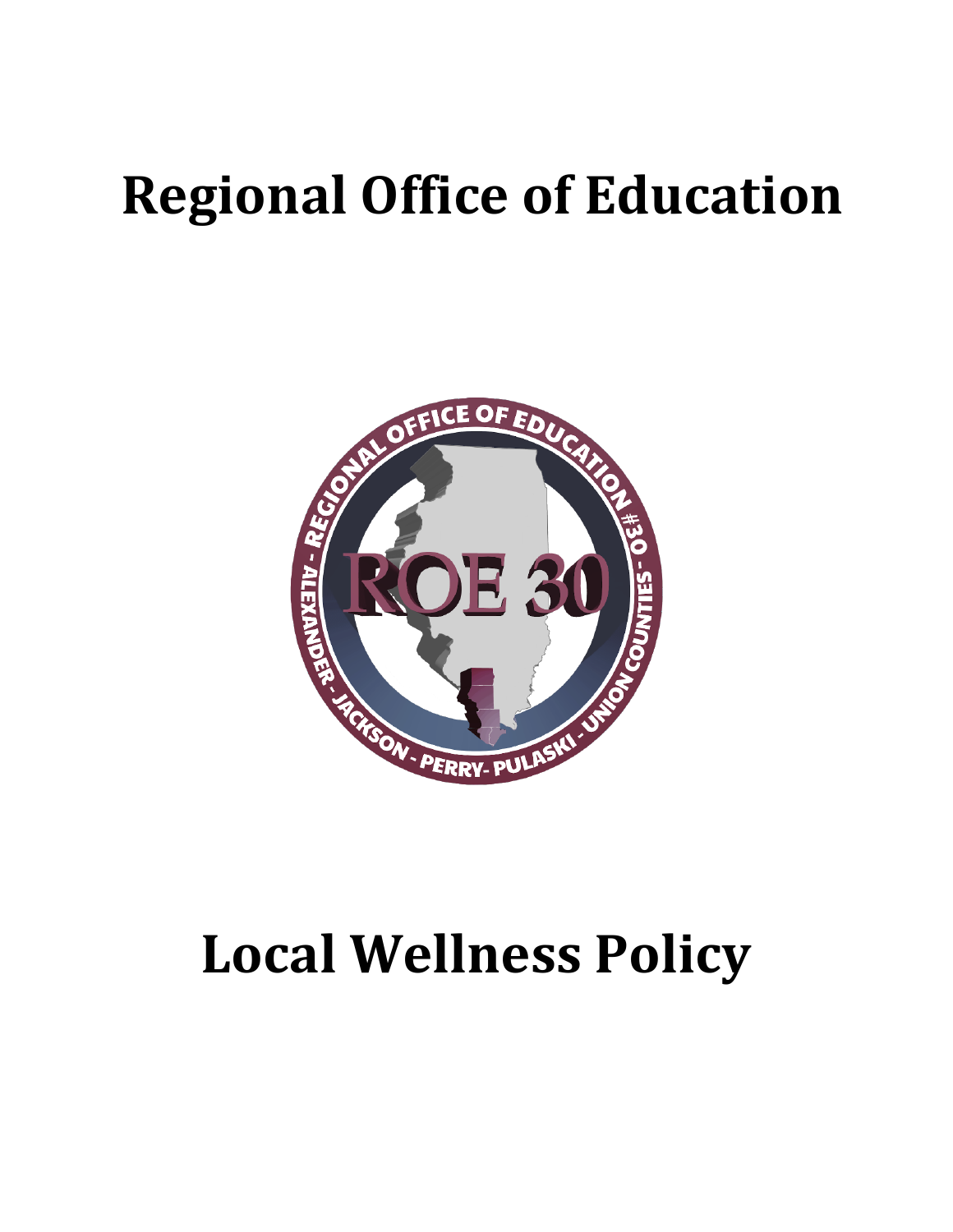# Regional Office of Education

# Local Wellness Policy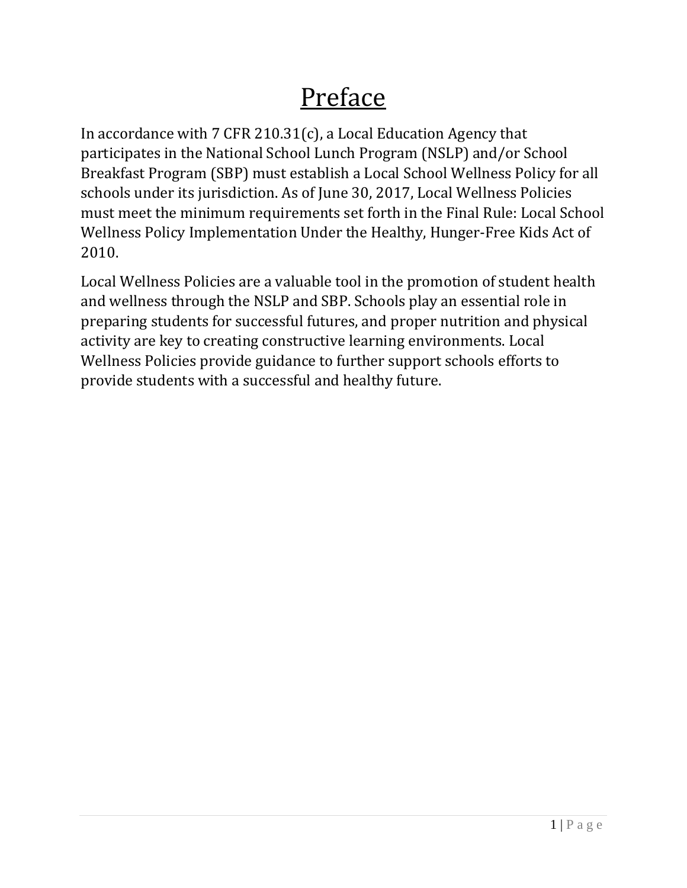# Preface

In accordance with 7 CFR 210.31(c), a Local Education Agency that participates in the National School Lunch Program (NSLP) and/or School Breakfast Program (SBP) must establish a Local School Wellness Policy for all schools under its jurisdiction. As of June 30, 2017, Local Wellness Policies must meet the minimum requirements set forth in the Final Rule: Local School Wellness Policy Implementation Under the Healthy, Hunger-Free Kids Act of 2010.

Local Wellness Policies are a valuable tool in the promotion of student health and wellness through the NSLP and SBP. Schools play an essential role in preparing students for successful futures, and proper nutrition and physical activity are key to creating constructive learning environments. Local Wellness Policies provide guidance to further support schools efforts to provide students with a successful and healthy future.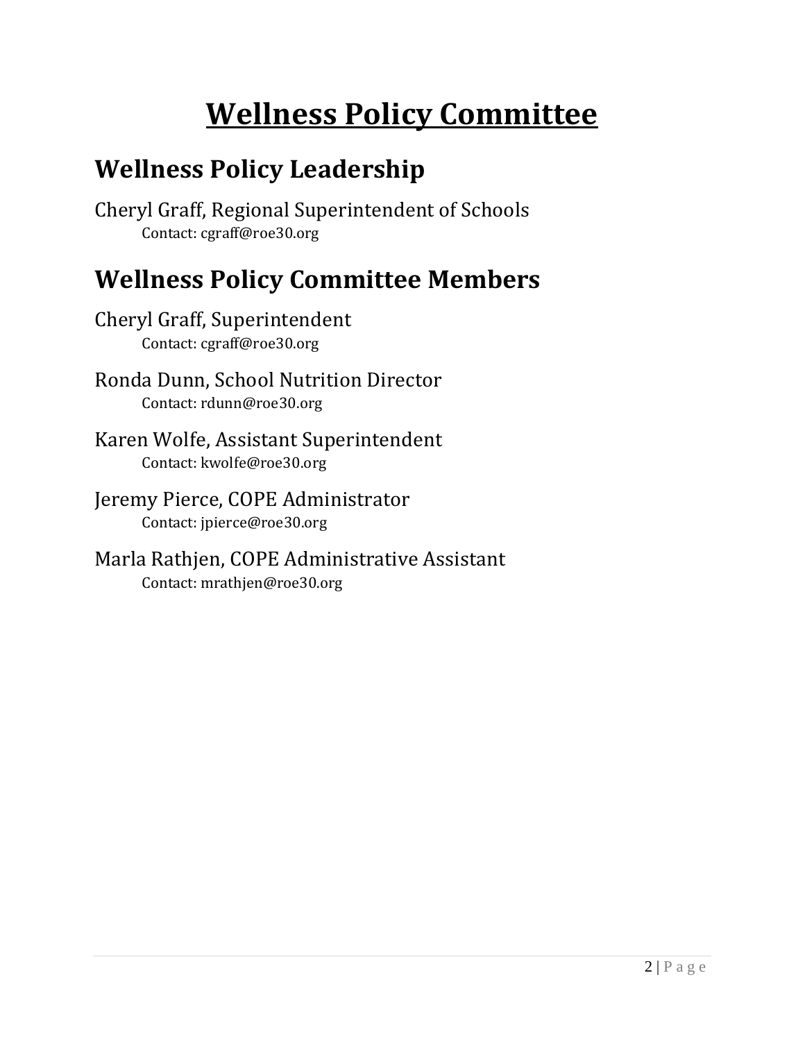# Wellness Policy Committee

## Wellness Policy Leadership

Cheryl Graff, Regional Superintendent of Schools
    Contact: cgraff@roe30.org

## Wellness Policy Committee Members

Cheryl Graff, Superintendent
    Contact: cgraff@roe30.org

Ronda Dunn, School Nutrition Director
    Contact: rdunn@roe30.org

Karen Wolfe, Assistant Superintendent
    Contact: kwolfe@roe30.org

Jeremy Pierce, COPE Administrator
    Contact: jpierce@roe30.org

Marla Rathjen, COPE Administrative Assistant
    Contact: mrathjen@roe30.org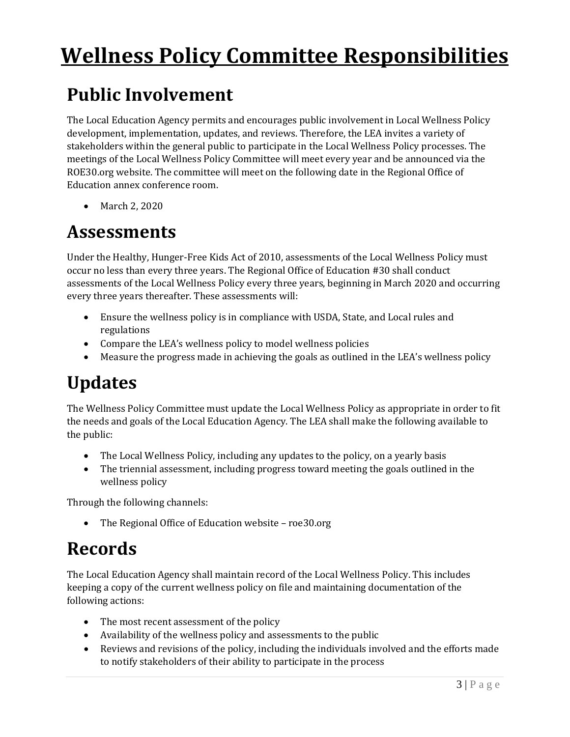# Wellness Policy Committee Responsibilities

## Public Involvement

The Local Education Agency permits and encourages public involvement in Local Wellness Policy development, implementation, updates, and reviews. Therefore, the LEA invites a variety of stakeholders within the general public to participate in the Local Wellness Policy processes. The meetings of the Local Wellness Policy Committee will meet every year and be announced via the ROE30.org website. The committee will meet on the following date in the Regional Office of Education annex conference room.

- March 2, 2020

## Assessments

Under the Healthy, Hunger-Free Kids Act of 2010, assessments of the Local Wellness Policy must occur no less than every three years. The Regional Office of Education #30 shall conduct assessments of the Local Wellness Policy every three years, beginning in March 2020 and occurring every three years thereafter. These assessments will:

- Ensure the wellness policy is in compliance with USDA, State, and Local rules and regulations
- Compare the LEA's wellness policy to model wellness policies
- Measure the progress made in achieving the goals as outlined in the LEA's wellness policy

## Updates

The Wellness Policy Committee must update the Local Wellness Policy as appropriate in order to fit the needs and goals of the Local Education Agency. The LEA shall make the following available to the public:

- The Local Wellness Policy, including any updates to the policy, on a yearly basis
- The triennial assessment, including progress toward meeting the goals outlined in the wellness policy

Through the following channels:

- The Regional Office of Education website – roe30.org

## Records

The Local Education Agency shall maintain record of the Local Wellness Policy. This includes keeping a copy of the current wellness policy on file and maintaining documentation of the following actions:

- The most recent assessment of the policy
- Availability of the wellness policy and assessments to the public
- Reviews and revisions of the policy, including the individuals involved and the efforts made to notify stakeholders of their ability to participate in the process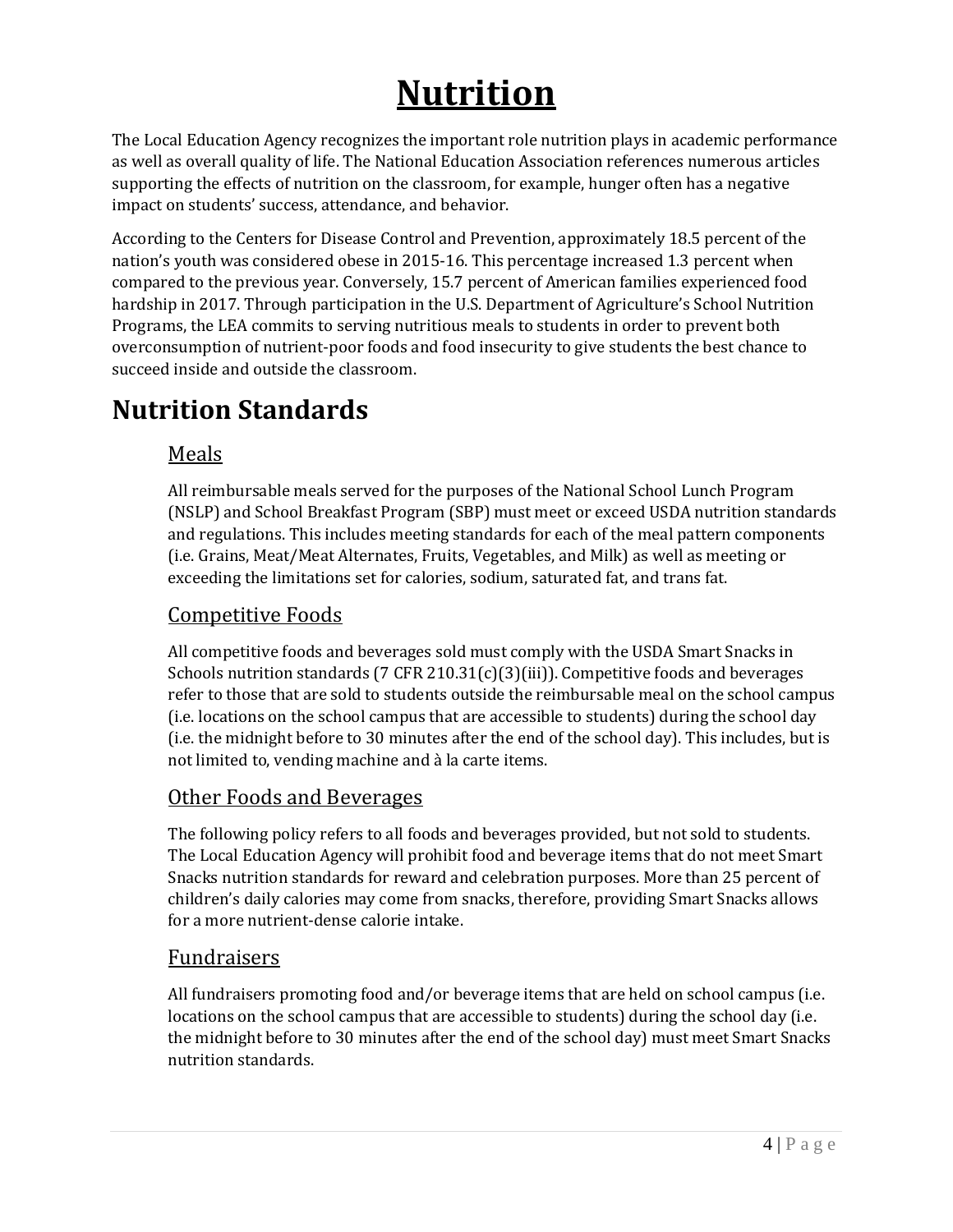# Nutrition

The Local Education Agency recognizes the important role nutrition plays in academic performance as well as overall quality of life. The National Education Association references numerous articles supporting the effects of nutrition on the classroom, for example, hunger often has a negative impact on students' success, attendance, and behavior.

According to the Centers for Disease Control and Prevention, approximately 18.5 percent of the nation's youth was considered obese in 2015-16. This percentage increased 1.3 percent when compared to the previous year. Conversely, 15.7 percent of American families experienced food hardship in 2017. Through participation in the U.S. Department of Agriculture's School Nutrition Programs, the LEA commits to serving nutritious meals to students in order to prevent both overconsumption of nutrient-poor foods and food insecurity to give students the best chance to succeed inside and outside the classroom.

## Nutrition Standards

### Meals

All reimbursable meals served for the purposes of the National School Lunch Program (NSLP) and School Breakfast Program (SBP) must meet or exceed USDA nutrition standards and regulations. This includes meeting standards for each of the meal pattern components (i.e. Grains, Meat/Meat Alternates, Fruits, Vegetables, and Milk) as well as meeting or exceeding the limitations set for calories, sodium, saturated fat, and trans fat.

### Competitive Foods

All competitive foods and beverages sold must comply with the USDA Smart Snacks in Schools nutrition standards (7 CFR 210.31(c)(3)(iii)). Competitive foods and beverages refer to those that are sold to students outside the reimbursable meal on the school campus (i.e. locations on the school campus that are accessible to students) during the school day (i.e. the midnight before to 30 minutes after the end of the school day). This includes, but is not limited to, vending machine and à la carte items.

### Other Foods and Beverages

The following policy refers to all foods and beverages provided, but not sold to students. The Local Education Agency will prohibit food and beverage items that do not meet Smart Snacks nutrition standards for reward and celebration purposes. More than 25 percent of children's daily calories may come from snacks, therefore, providing Smart Snacks allows for a more nutrient-dense calorie intake.

### Fundraisers

All fundraisers promoting food and/or beverage items that are held on school campus (i.e. locations on the school campus that are accessible to students) during the school day (i.e. the midnight before to 30 minutes after the end of the school day) must meet Smart Snacks nutrition standards.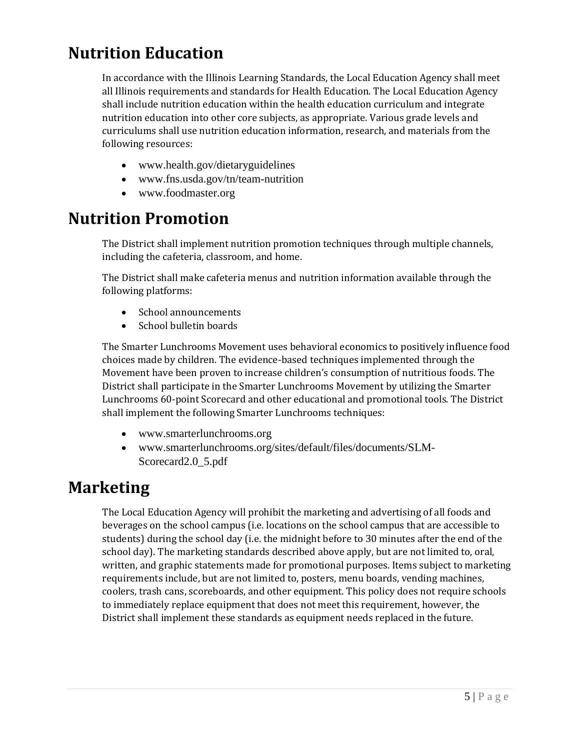# Nutrition Education

In accordance with the Illinois Learning Standards, the Local Education Agency shall meet all Illinois requirements and standards for Health Education. The Local Education Agency shall include nutrition education within the health education curriculum and integrate nutrition education into other core subjects, as appropriate. Various grade levels and curriculums shall use nutrition education information, research, and materials from the following resources:

- www.health.gov/dietaryguidelines
- www.fns.usda.gov/tn/team-nutrition
- www.foodmaster.org

# Nutrition Promotion

The District shall implement nutrition promotion techniques through multiple channels, including the cafeteria, classroom, and home.

The District shall make cafeteria menus and nutrition information available through the following platforms:

- School announcements
- School bulletin boards

The Smarter Lunchrooms Movement uses behavioral economics to positively influence food choices made by children. The evidence-based techniques implemented through the Movement have been proven to increase children's consumption of nutritious foods. The District shall participate in the Smarter Lunchrooms Movement by utilizing the Smarter Lunchrooms 60-point Scorecard and other educational and promotional tools. The District shall implement the following Smarter Lunchrooms techniques:

- www.smarterlunchrooms.org
- www.smarterlunchrooms.org/sites/default/files/documents/SLM-Scorecard2.0_5.pdf

# Marketing

The Local Education Agency will prohibit the marketing and advertising of all foods and beverages on the school campus (i.e. locations on the school campus that are accessible to students) during the school day (i.e. the midnight before to 30 minutes after the end of the school day). The marketing standards described above apply, but are not limited to, oral, written, and graphic statements made for promotional purposes. Items subject to marketing requirements include, but are not limited to, posters, menu boards, vending machines, coolers, trash cans, scoreboards, and other equipment. This policy does not require schools to immediately replace equipment that does not meet this requirement, however, the District shall implement these standards as equipment needs replaced in the future.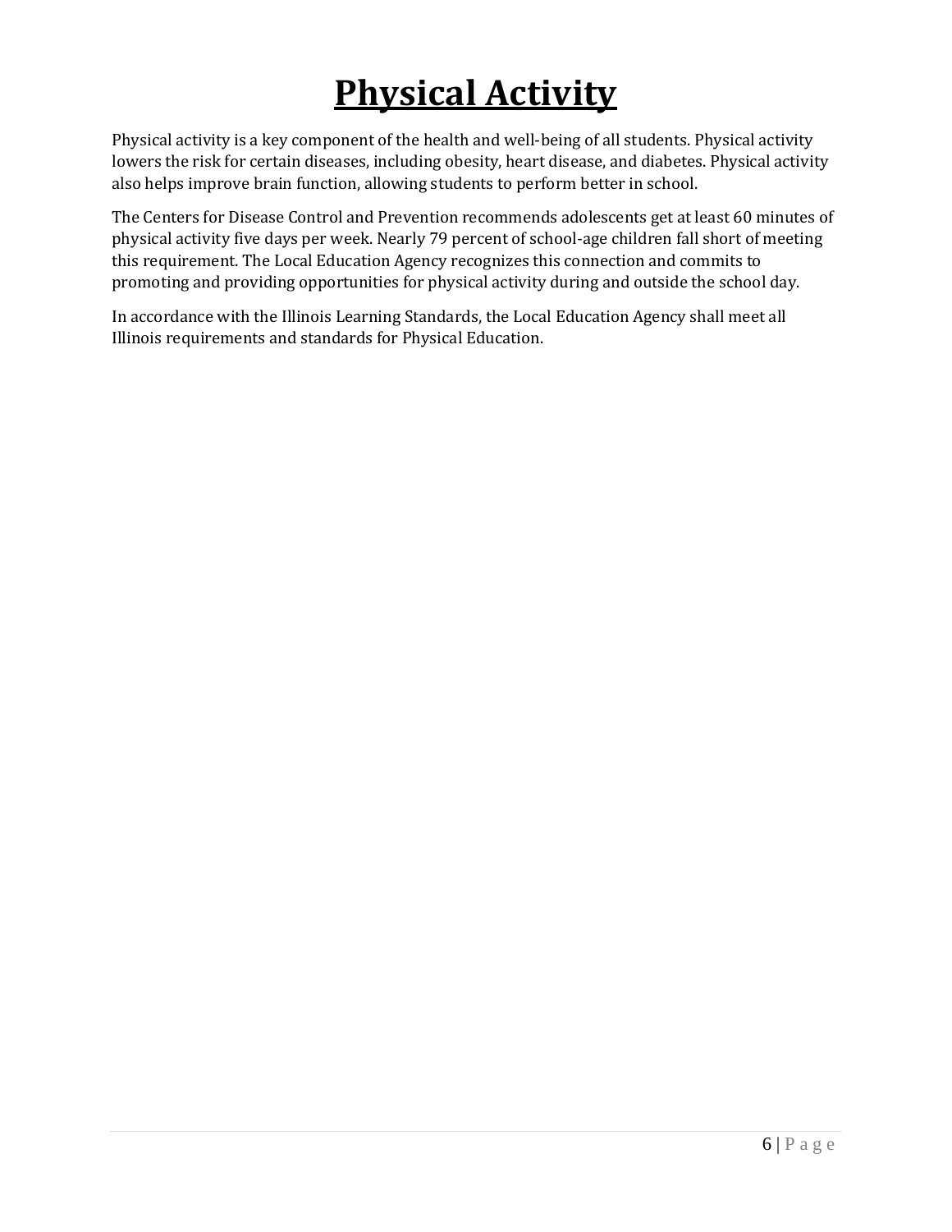# Physical Activity

Physical activity is a key component of the health and well-being of all students. Physical activity lowers the risk for certain diseases, including obesity, heart disease, and diabetes. Physical activity also helps improve brain function, allowing students to perform better in school.

The Centers for Disease Control and Prevention recommends adolescents get at least 60 minutes of physical activity five days per week. Nearly 79 percent of school-age children fall short of meeting this requirement. The Local Education Agency recognizes this connection and commits to promoting and providing opportunities for physical activity during and outside the school day.

In accordance with the Illinois Learning Standards, the Local Education Agency shall meet all Illinois requirements and standards for Physical Education.